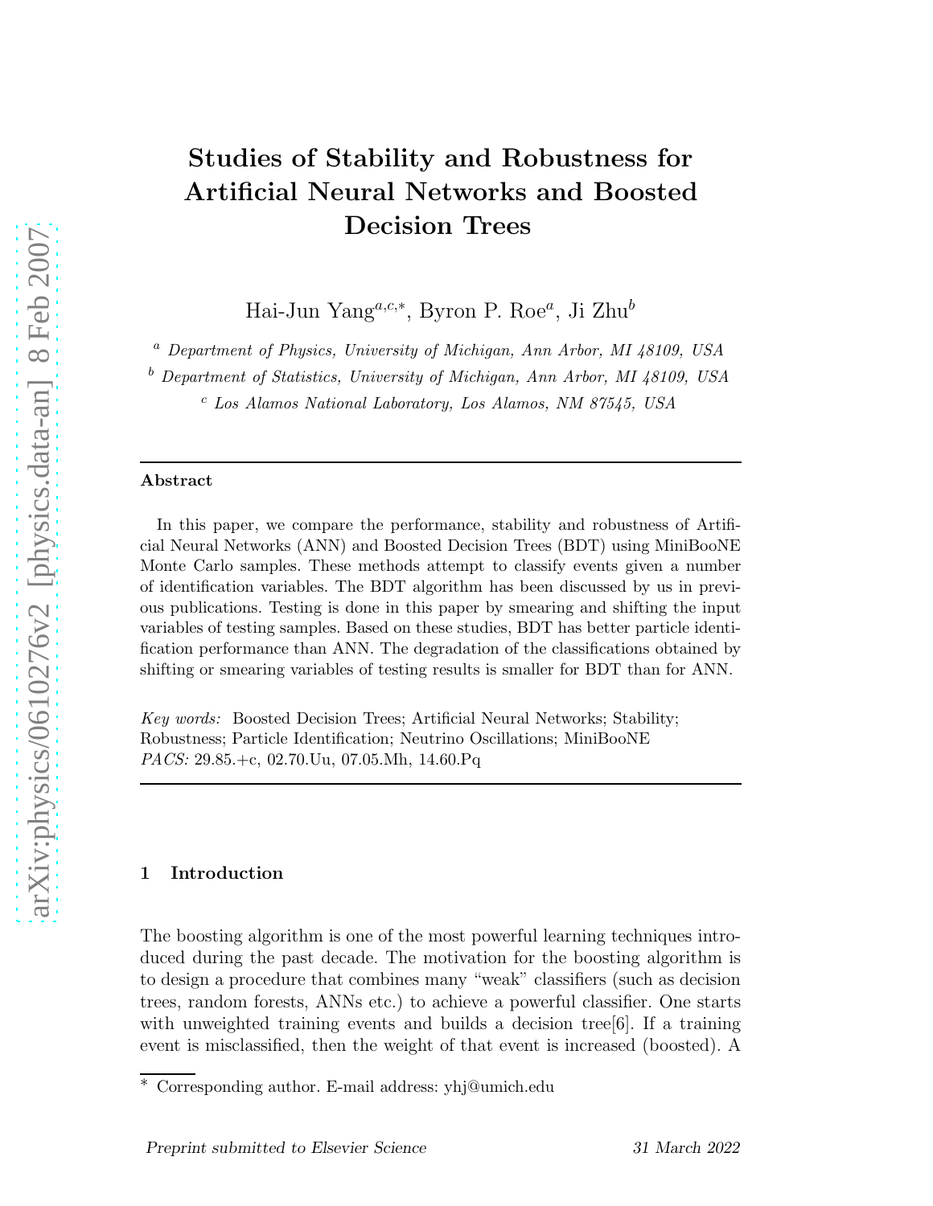# Studies of Stability and Robustness for Artificial Neural Networks and Boosted Decision Trees

Hai-Jun Yang[a,c,*], Byron P. Roe[a], Ji Zhu[b]

[a] *Department of Physics, University of Michigan, Ann Arbor, MI 48109, USA*

[b] *Department of Statistics, University of Michigan, Ann Arbor, MI 48109, USA*

[c] *Los Alamos National Laboratory, Los Alamos, NM 87545, USA*

---

**Abstract**

In this paper, we compare the performance, stability and robustness of Artificial Neural Networks (ANN) and Boosted Decision Trees (BDT) using MiniBooNE Monte Carlo samples. These methods attempt to classify events given a number of identification variables. The BDT algorithm has been discussed by us in previous publications. Testing is done in this paper by smearing and shifting the input variables of testing samples. Based on these studies, BDT has better particle identification performance than ANN. The degradation of the classifications obtained by shifting or smearing variables of testing results is smaller for BDT than for ANN.

*Key words:* Boosted Decision Trees; Artificial Neural Networks; Stability; Robustness; Particle Identification; Neutrino Oscillations; MiniBooNE
*PACS:* 29.85.+c, 02.70.Uu, 07.05.Mh, 14.60.Pq

---

## 1 Introduction

The boosting algorithm is one of the most powerful learning techniques introduced during the past decade. The motivation for the boosting algorithm is to design a procedure that combines many "weak" classifiers (such as decision trees, random forests, ANNs etc.) to achieve a powerful classifier. One starts with unweighted training events and builds a decision tree[6]. If a training event is misclassified, then the weight of that event is increased (boosted). A

---

* Corresponding author. E-mail address: yhj@umich.edu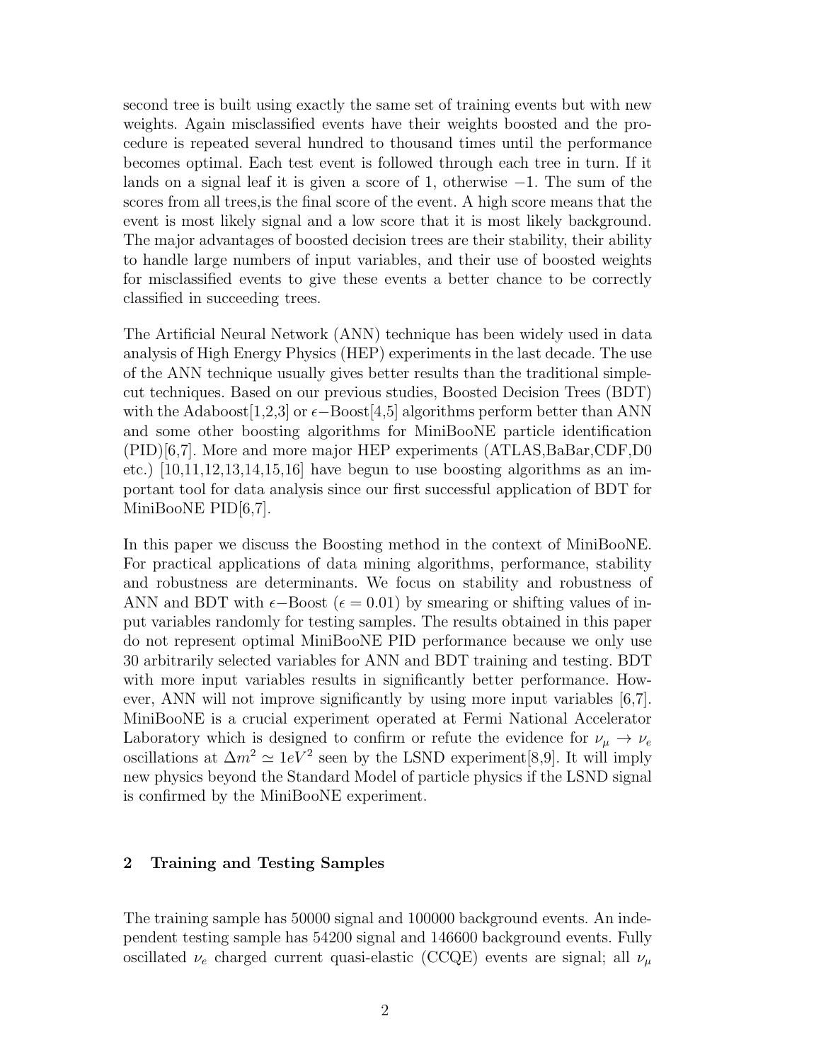second tree is built using exactly the same set of training events but with new weights. Again misclassified events have their weights boosted and the procedure is repeated several hundred to thousand times until the performance becomes optimal. Each test event is followed through each tree in turn. If it lands on a signal leaf it is given a score of 1, otherwise $-1$. The sum of the scores from all trees,is the final score of the event. A high score means that the event is most likely signal and a low score that it is most likely background. The major advantages of boosted decision trees are their stability, their ability to handle large numbers of input variables, and their use of boosted weights for misclassified events to give these events a better chance to be correctly classified in succeeding trees.

The Artificial Neural Network (ANN) technique has been widely used in data analysis of High Energy Physics (HEP) experiments in the last decade. The use of the ANN technique usually gives better results than the traditional simple-cut techniques. Based on our previous studies, Boosted Decision Trees (BDT) with the Adaboost[1,2,3] or $\epsilon-$Boost[4,5] algorithms perform better than ANN and some other boosting algorithms for MiniBooNE particle identification (PID)[6,7]. More and more major HEP experiments (ATLAS,BaBar,CDF,D0 etc.) [10,11,12,13,14,15,16] have begun to use boosting algorithms as an important tool for data analysis since our first successful application of BDT for MiniBooNE PID[6,7].

In this paper we discuss the Boosting method in the context of MiniBooNE. For practical applications of data mining algorithms, performance, stability and robustness are determinants. We focus on stability and robustness of ANN and BDT with $\epsilon-$Boost ($\epsilon = 0.01$) by smearing or shifting values of input variables randomly for testing samples. The results obtained in this paper do not represent optimal MiniBooNE PID performance because we only use 30 arbitrarily selected variables for ANN and BDT training and testing. BDT with more input variables results in significantly better performance. However, ANN will not improve significantly by using more input variables [6,7]. MiniBooNE is a crucial experiment operated at Fermi National Accelerator Laboratory which is designed to confirm or refute the evidence for $\nu_\mu \to \nu_e$ oscillations at $\Delta m^2 \simeq 1eV^2$ seen by the LSND experiment[8,9]. It will imply new physics beyond the Standard Model of particle physics if the LSND signal is confirmed by the MiniBooNE experiment.

## 2 Training and Testing Samples

The training sample has 50000 signal and 100000 background events. An independent testing sample has 54200 signal and 146600 background events. Fully oscillated $\nu_e$ charged current quasi-elastic (CCQE) events are signal; all $\nu_\mu$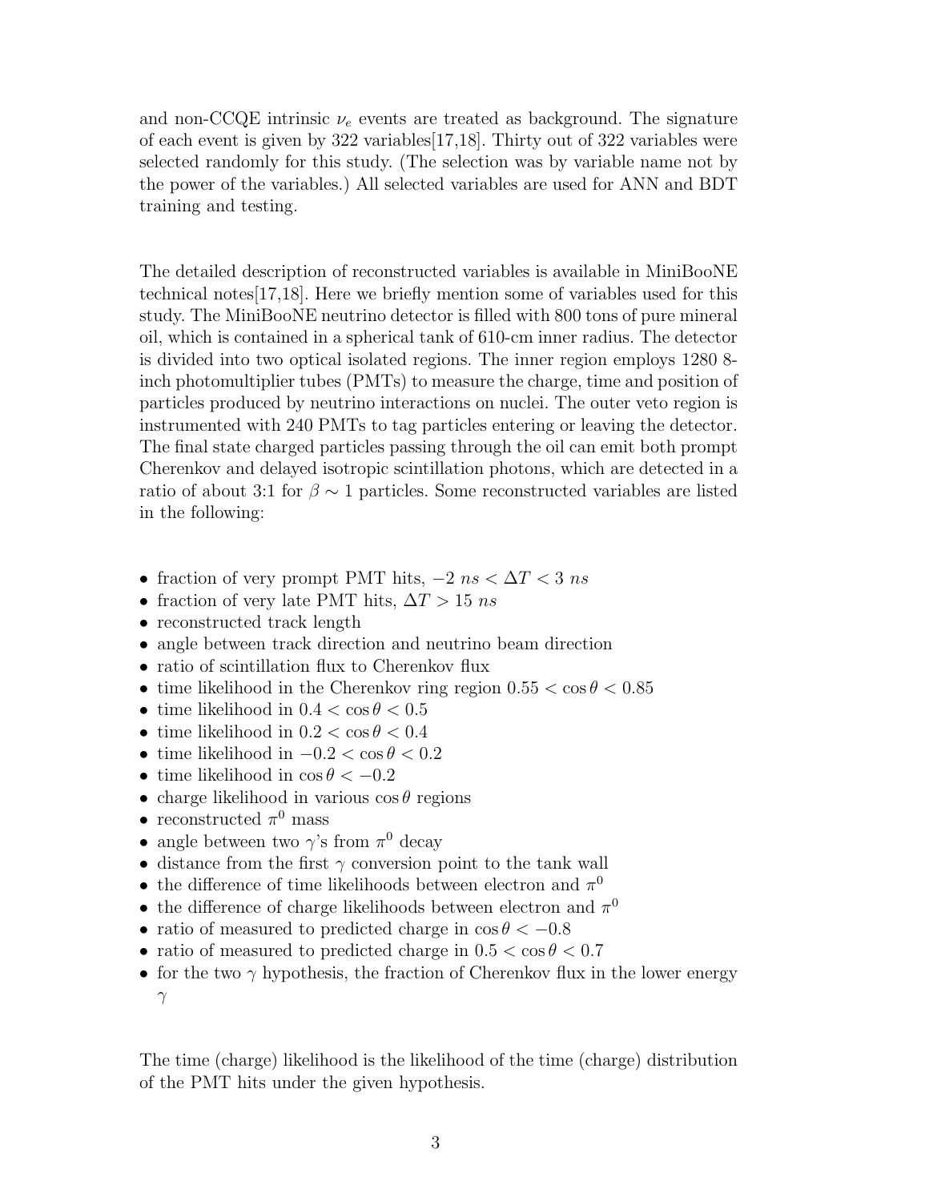and non-CCQE intrinsic $\nu_e$ events are treated as background. The signature of each event is given by 322 variables[17,18]. Thirty out of 322 variables were selected randomly for this study. (The selection was by variable name not by the power of the variables.) All selected variables are used for ANN and BDT training and testing.

The detailed description of reconstructed variables is available in MiniBooNE technical notes[17,18]. Here we briefly mention some of variables used for this study. The MiniBooNE neutrino detector is filled with 800 tons of pure mineral oil, which is contained in a spherical tank of 610-cm inner radius. The detector is divided into two optical isolated regions. The inner region employs 1280 8-inch photomultiplier tubes (PMTs) to measure the charge, time and position of particles produced by neutrino interactions on nuclei. The outer veto region is instrumented with 240 PMTs to tag particles entering or leaving the detector. The final state charged particles passing through the oil can emit both prompt Cherenkov and delayed isotropic scintillation photons, which are detected in a ratio of about 3:1 for $\beta \sim 1$ particles. Some reconstructed variables are listed in the following:

- fraction of very prompt PMT hits, $-2\ ns < \Delta T < 3\ ns$
- fraction of very late PMT hits, $\Delta T > 15\ ns$
- reconstructed track length
- angle between track direction and neutrino beam direction
- ratio of scintillation flux to Cherenkov flux
- time likelihood in the Cherenkov ring region $0.55 < \cos\theta < 0.85$
- time likelihood in $0.4 < \cos\theta < 0.5$
- time likelihood in $0.2 < \cos\theta < 0.4$
- time likelihood in $-0.2 < \cos\theta < 0.2$
- time likelihood in $\cos\theta < -0.2$
- charge likelihood in various $\cos\theta$ regions
- reconstructed $\pi^0$ mass
- angle between two $\gamma$'s from $\pi^0$ decay
- distance from the first $\gamma$ conversion point to the tank wall
- the difference of time likelihoods between electron and $\pi^0$
- the difference of charge likelihoods between electron and $\pi^0$
- ratio of measured to predicted charge in $\cos\theta < -0.8$
- ratio of measured to predicted charge in $0.5 < \cos\theta < 0.7$
- for the two $\gamma$ hypothesis, the fraction of Cherenkov flux in the lower energy $\gamma$

The time (charge) likelihood is the likelihood of the time (charge) distribution of the PMT hits under the given hypothesis.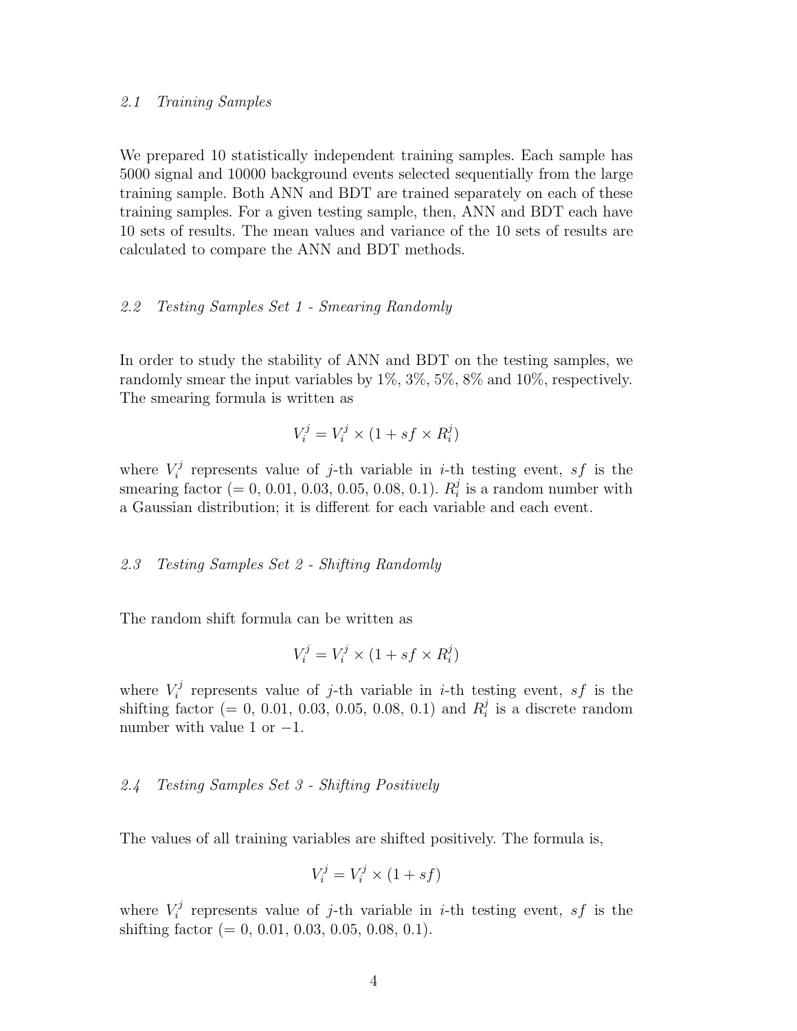### *2.1 Training Samples*

We prepared 10 statistically independent training samples. Each sample has 5000 signal and 10000 background events selected sequentially from the large training sample. Both ANN and BDT are trained separately on each of these training samples. For a given testing sample, then, ANN and BDT each have 10 sets of results. The mean values and variance of the 10 sets of results are calculated to compare the ANN and BDT methods.

### *2.2 Testing Samples Set 1 - Smearing Randomly*

In order to study the stability of ANN and BDT on the testing samples, we randomly smear the input variables by 1%, 3%, 5%, 8% and 10%, respectively. The smearing formula is written as

$$V_i^j = V_i^j \times (1 + sf \times R_i^j)$$

where $V_i^j$ represents value of $j$-th variable in $i$-th testing event, $sf$ is the smearing factor (= 0, 0.01, 0.03, 0.05, 0.08, 0.1). $R_i^j$ is a random number with a Gaussian distribution; it is different for each variable and each event.

### *2.3 Testing Samples Set 2 - Shifting Randomly*

The random shift formula can be written as

$$V_i^j = V_i^j \times (1 + sf \times R_i^j)$$

where $V_i^j$ represents value of $j$-th variable in $i$-th testing event, $sf$ is the shifting factor (= 0, 0.01, 0.03, 0.05, 0.08, 0.1) and $R_i^j$ is a discrete random number with value 1 or $-1$.

### *2.4 Testing Samples Set 3 - Shifting Positively*

The values of all training variables are shifted positively. The formula is,

$$V_i^j = V_i^j \times (1 + sf)$$

where $V_i^j$ represents value of $j$-th variable in $i$-th testing event, $sf$ is the shifting factor (= 0, 0.01, 0.03, 0.05, 0.08, 0.1).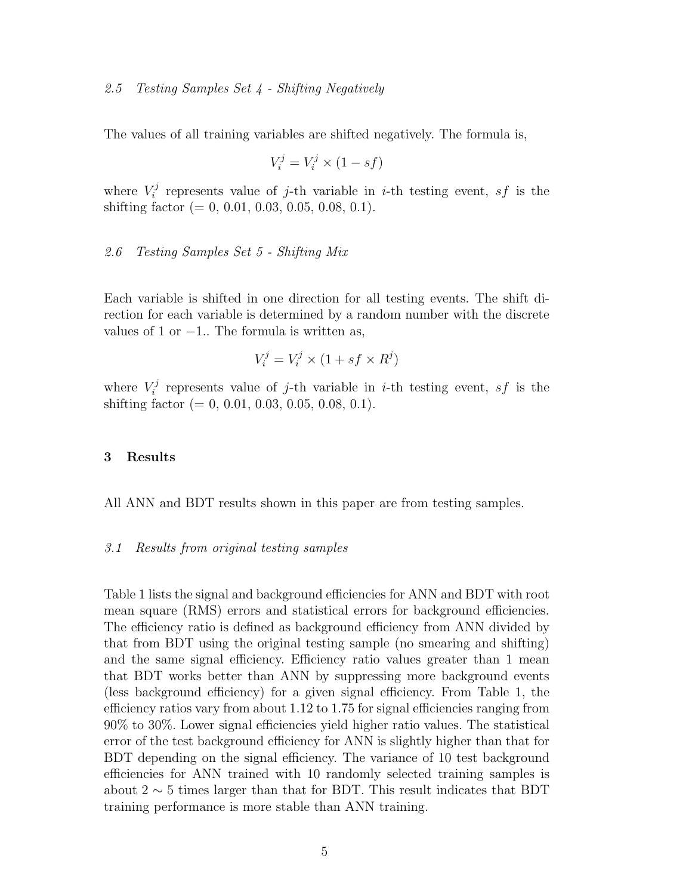### *2.5 Testing Samples Set 4 - Shifting Negatively*

The values of all training variables are shifted negatively. The formula is,

$$V_i^j = V_i^j \times (1 - sf)$$

where $V_i^j$ represents value of $j$-th variable in $i$-th testing event, $sf$ is the shifting factor (= 0, 0.01, 0.03, 0.05, 0.08, 0.1).

### *2.6 Testing Samples Set 5 - Shifting Mix*

Each variable is shifted in one direction for all testing events. The shift direction for each variable is determined by a random number with the discrete values of 1 or $-1$.. The formula is written as,

$$V_i^j = V_i^j \times (1 + sf \times R^j)$$

where $V_i^j$ represents value of $j$-th variable in $i$-th testing event, $sf$ is the shifting factor (= 0, 0.01, 0.03, 0.05, 0.08, 0.1).

## 3 Results

All ANN and BDT results shown in this paper are from testing samples.

### *3.1 Results from original testing samples*

Table 1 lists the signal and background efficiencies for ANN and BDT with root mean square (RMS) errors and statistical errors for background efficiencies. The efficiency ratio is defined as background efficiency from ANN divided by that from BDT using the original testing sample (no smearing and shifting) and the same signal efficiency. Efficiency ratio values greater than 1 mean that BDT works better than ANN by suppressing more background events (less background efficiency) for a given signal efficiency. From Table 1, the efficiency ratios vary from about 1.12 to 1.75 for signal efficiencies ranging from 90% to 30%. Lower signal efficiencies yield higher ratio values. The statistical error of the test background efficiency for ANN is slightly higher than that for BDT depending on the signal efficiency. The variance of 10 test background efficiencies for ANN trained with 10 randomly selected training samples is about $2 \sim 5$ times larger than that for BDT. This result indicates that BDT training performance is more stable than ANN training.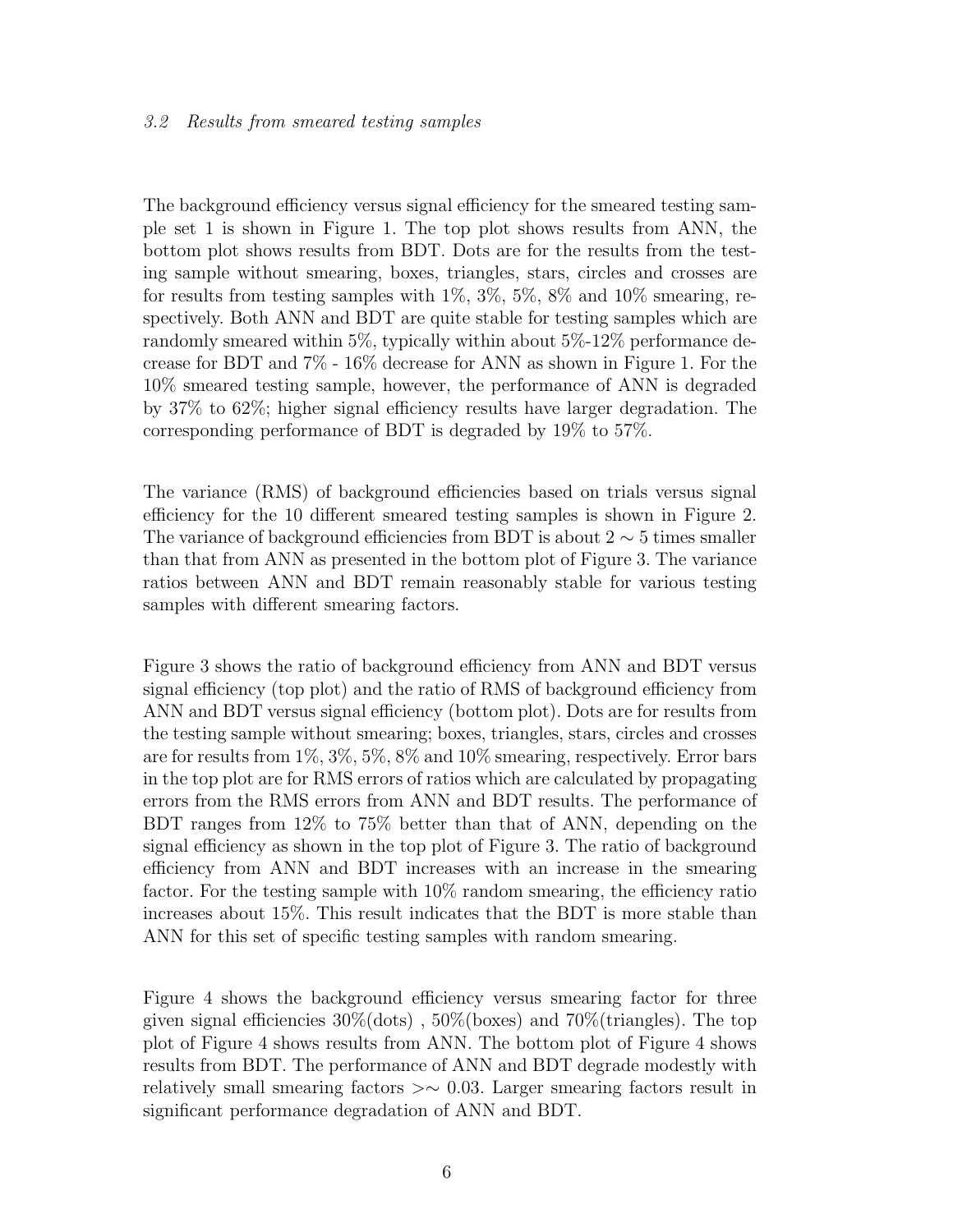### *3.2 Results from smeared testing samples*

The background efficiency versus signal efficiency for the smeared testing sample set 1 is shown in Figure 1. The top plot shows results from ANN, the bottom plot shows results from BDT. Dots are for the results from the testing sample without smearing, boxes, triangles, stars, circles and crosses are for results from testing samples with 1%, 3%, 5%, 8% and 10% smearing, respectively. Both ANN and BDT are quite stable for testing samples which are randomly smeared within 5%, typically within about 5%-12% performance decrease for BDT and 7% - 16% decrease for ANN as shown in Figure 1. For the 10% smeared testing sample, however, the performance of ANN is degraded by 37% to 62%; higher signal efficiency results have larger degradation. The corresponding performance of BDT is degraded by 19% to 57%.

The variance (RMS) of background efficiencies based on trials versus signal efficiency for the 10 different smeared testing samples is shown in Figure 2. The variance of background efficiencies from BDT is about $2 \sim 5$ times smaller than that from ANN as presented in the bottom plot of Figure 3. The variance ratios between ANN and BDT remain reasonably stable for various testing samples with different smearing factors.

Figure 3 shows the ratio of background efficiency from ANN and BDT versus signal efficiency (top plot) and the ratio of RMS of background efficiency from ANN and BDT versus signal efficiency (bottom plot). Dots are for results from the testing sample without smearing; boxes, triangles, stars, circles and crosses are for results from 1%, 3%, 5%, 8% and 10% smearing, respectively. Error bars in the top plot are for RMS errors of ratios which are calculated by propagating errors from the RMS errors from ANN and BDT results. The performance of BDT ranges from 12% to 75% better than that of ANN, depending on the signal efficiency as shown in the top plot of Figure 3. The ratio of background efficiency from ANN and BDT increases with an increase in the smearing factor. For the testing sample with 10% random smearing, the efficiency ratio increases about 15%. This result indicates that the BDT is more stable than ANN for this set of specific testing samples with random smearing.

Figure 4 shows the background efficiency versus smearing factor for three given signal efficiencies 30%(dots) , 50%(boxes) and 70%(triangles). The top plot of Figure 4 shows results from ANN. The bottom plot of Figure 4 shows results from BDT. The performance of ANN and BDT degrade modestly with relatively small smearing factors $>\sim 0.03$. Larger smearing factors result in significant performance degradation of ANN and BDT.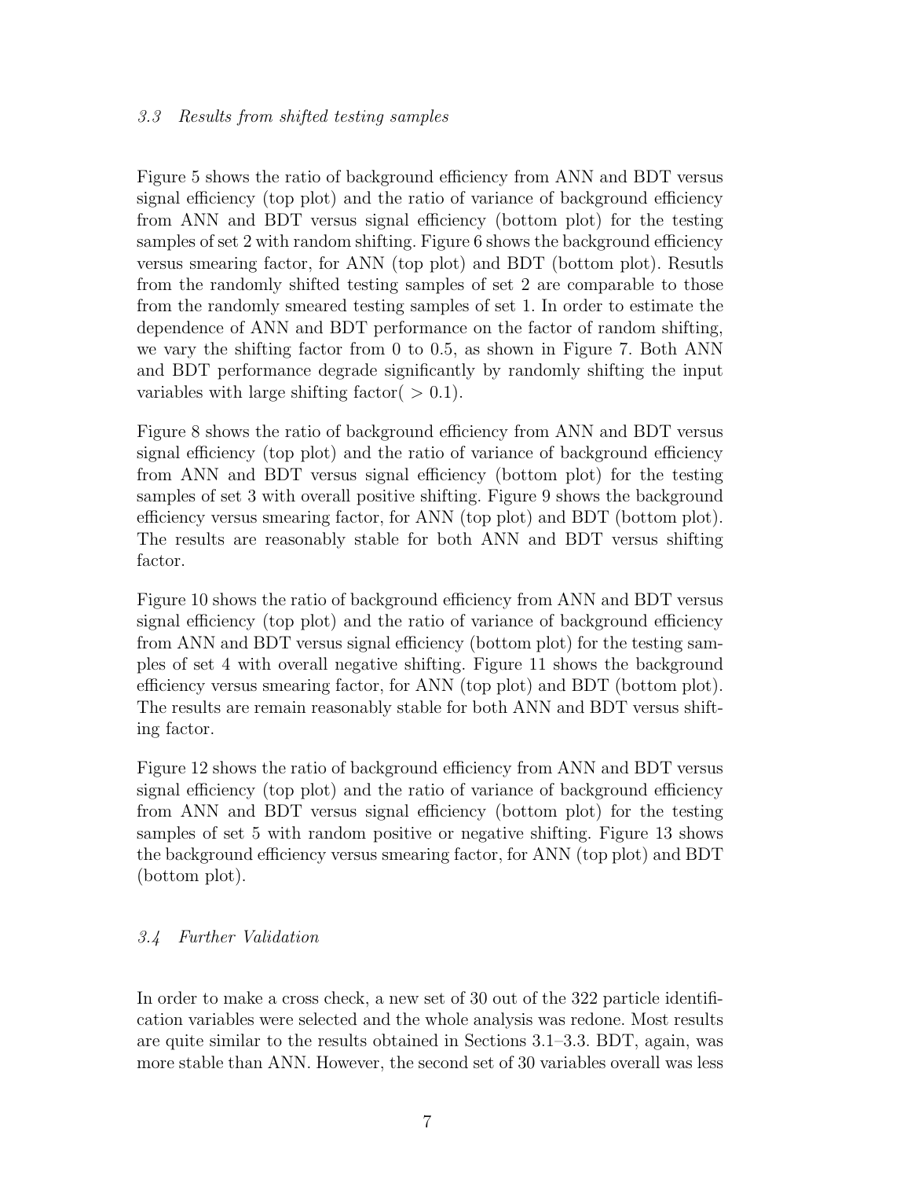### 3.3 *Results from shifted testing samples*

Figure 5 shows the ratio of background efficiency from ANN and BDT versus signal efficiency (top plot) and the ratio of variance of background efficiency from ANN and BDT versus signal efficiency (bottom plot) for the testing samples of set 2 with random shifting. Figure 6 shows the background efficiency versus smearing factor, for ANN (top plot) and BDT (bottom plot). Resutls from the randomly shifted testing samples of set 2 are comparable to those from the randomly smeared testing samples of set 1. In order to estimate the dependence of ANN and BDT performance on the factor of random shifting, we vary the shifting factor from 0 to 0.5, as shown in Figure 7. Both ANN and BDT performance degrade significantly by randomly shifting the input variables with large shifting factor( $> 0.1$).

Figure 8 shows the ratio of background efficiency from ANN and BDT versus signal efficiency (top plot) and the ratio of variance of background efficiency from ANN and BDT versus signal efficiency (bottom plot) for the testing samples of set 3 with overall positive shifting. Figure 9 shows the background efficiency versus smearing factor, for ANN (top plot) and BDT (bottom plot). The results are reasonably stable for both ANN and BDT versus shifting factor.

Figure 10 shows the ratio of background efficiency from ANN and BDT versus signal efficiency (top plot) and the ratio of variance of background efficiency from ANN and BDT versus signal efficiency (bottom plot) for the testing samples of set 4 with overall negative shifting. Figure 11 shows the background efficiency versus smearing factor, for ANN (top plot) and BDT (bottom plot). The results are remain reasonably stable for both ANN and BDT versus shifting factor.

Figure 12 shows the ratio of background efficiency from ANN and BDT versus signal efficiency (top plot) and the ratio of variance of background efficiency from ANN and BDT versus signal efficiency (bottom plot) for the testing samples of set 5 with random positive or negative shifting. Figure 13 shows the background efficiency versus smearing factor, for ANN (top plot) and BDT (bottom plot).

### 3.4 *Further Validation*

In order to make a cross check, a new set of 30 out of the 322 particle identification variables were selected and the whole analysis was redone. Most results are quite similar to the results obtained in Sections 3.1–3.3. BDT, again, was more stable than ANN. However, the second set of 30 variables overall was less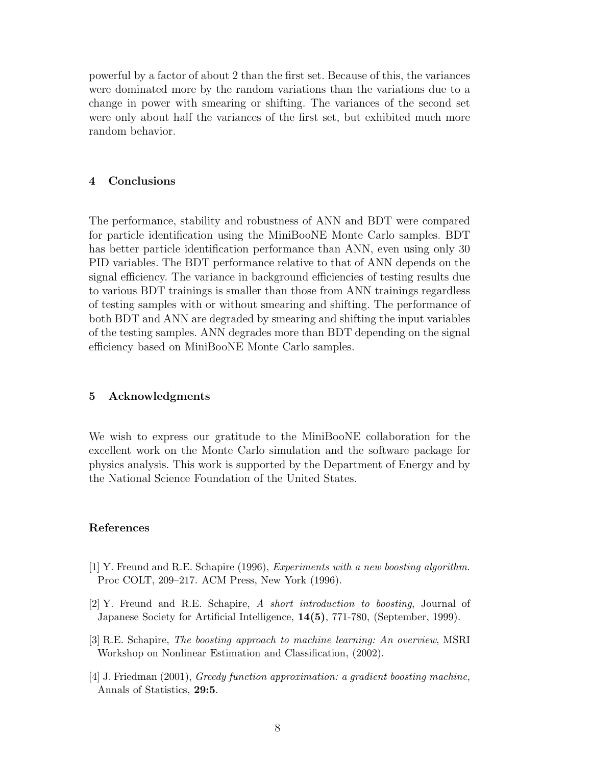powerful by a factor of about 2 than the first set. Because of this, the variances were dominated more by the random variations than the variations due to a change in power with smearing or shifting. The variances of the second set were only about half the variances of the first set, but exhibited much more random behavior.

## 4 Conclusions

The performance, stability and robustness of ANN and BDT were compared for particle identification using the MiniBooNE Monte Carlo samples. BDT has better particle identification performance than ANN, even using only 30 PID variables. The BDT performance relative to that of ANN depends on the signal efficiency. The variance in background efficiencies of testing results due to various BDT trainings is smaller than those from ANN trainings regardless of testing samples with or without smearing and shifting. The performance of both BDT and ANN are degraded by smearing and shifting the input variables of the testing samples. ANN degrades more than BDT depending on the signal efficiency based on MiniBooNE Monte Carlo samples.

## 5 Acknowledgments

We wish to express our gratitude to the MiniBooNE collaboration for the excellent work on the Monte Carlo simulation and the software package for physics analysis. This work is supported by the Department of Energy and by the National Science Foundation of the United States.

## References

[1] Y. Freund and R.E. Schapire (1996), *Experiments with a new boosting algorithm*. Proc COLT, 209–217. ACM Press, New York (1996).

[2] Y. Freund and R.E. Schapire, *A short introduction to boosting*, Journal of Japanese Society for Artificial Intelligence, **14(5)**, 771-780, (September, 1999).

[3] R.E. Schapire, *The boosting approach to machine learning: An overview*, MSRI Workshop on Nonlinear Estimation and Classification, (2002).

[4] J. Friedman (2001), *Greedy function approximation: a gradient boosting machine*, Annals of Statistics, **29:5**.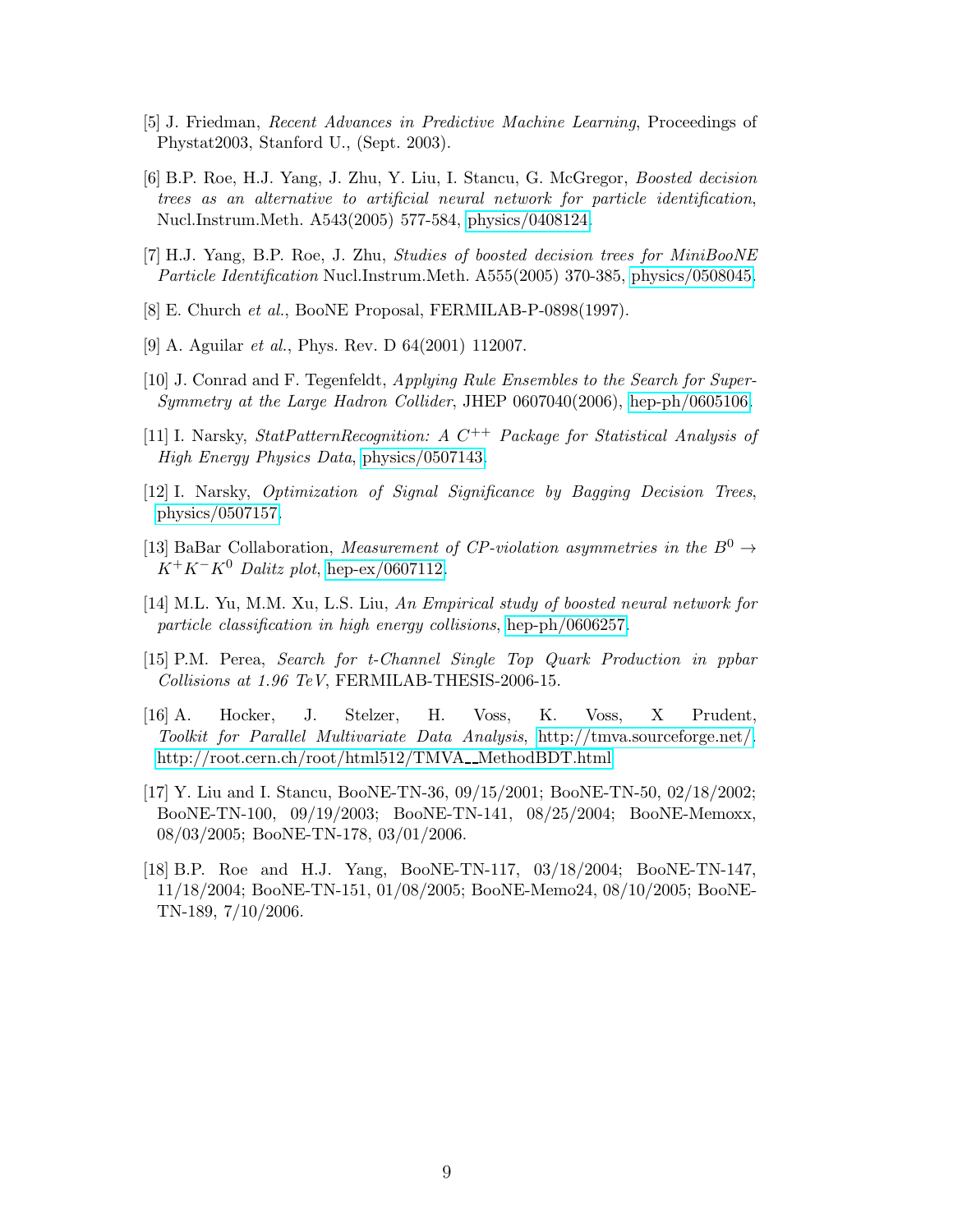[5] J. Friedman, *Recent Advances in Predictive Machine Learning*, Proceedings of Phystat2003, Stanford U., (Sept. 2003).

[6] B.P. Roe, H.J. Yang, J. Zhu, Y. Liu, I. Stancu, G. McGregor, *Boosted decision trees as an alternative to artificial neural network for particle identification*, Nucl.Instrum.Meth. A543(2005) 577-584, physics/0408124.

[7] H.J. Yang, B.P. Roe, J. Zhu, *Studies of boosted decision trees for MiniBooNE Particle Identification* Nucl.Instrum.Meth. A555(2005) 370-385, physics/0508045.

[8] E. Church *et al.*, BooNE Proposal, FERMILAB-P-0898(1997).

[9] A. Aguilar *et al.*, Phys. Rev. D 64(2001) 112007.

[10] J. Conrad and F. Tegenfeldt, *Applying Rule Ensembles to the Search for Super-Symmetry at the Large Hadron Collider*, JHEP 0607040(2006), hep-ph/0605106.

[11] I. Narsky, *StatPatternRecognition: A $C^{++}$ Package for Statistical Analysis of High Energy Physics Data*, physics/0507143.

[12] I. Narsky, *Optimization of Signal Significance by Bagging Decision Trees*, physics/0507157.

[13] BaBar Collaboration, *Measurement of CP-violation asymmetries in the $B^0 \to K^+K^-K^0$ Dalitz plot*, hep-ex/0607112.

[14] M.L. Yu, M.M. Xu, L.S. Liu, *An Empirical study of boosted neural network for particle classification in high energy collisions*, hep-ph/0606257.

[15] P.M. Perea, *Search for t-Channel Single Top Quark Production in ppbar Collisions at 1.96 TeV*, FERMILAB-THESIS-2006-15.

[16] A. Hocker, J. Stelzer, H. Voss, K. Voss, X Prudent, *Toolkit for Parallel Multivariate Data Analysis*, http://tmva.sourceforge.net/, http://root.cern.ch/root/html512/TMVA__MethodBDT.html

[17] Y. Liu and I. Stancu, BooNE-TN-36, 09/15/2001; BooNE-TN-50, 02/18/2002; BooNE-TN-100, 09/19/2003; BooNE-TN-141, 08/25/2004; BooNE-Memoxx, 08/03/2005; BooNE-TN-178, 03/01/2006.

[18] B.P. Roe and H.J. Yang, BooNE-TN-117, 03/18/2004; BooNE-TN-147, 11/18/2004; BooNE-TN-151, 01/08/2005; BooNE-Memo24, 08/10/2005; BooNE-TN-189, 7/10/2006.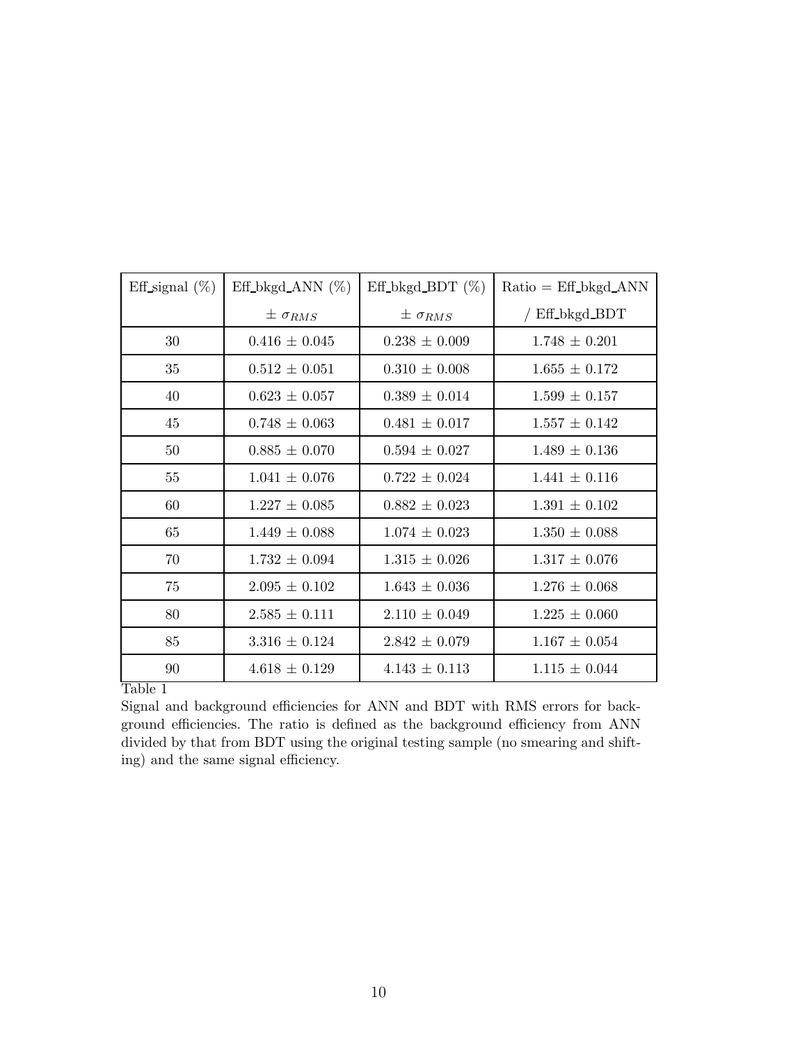| Eff_signal (%) | Eff_bkgd_ANN (%) $\pm\ \sigma_{RMS}$ | Eff_bkgd_BDT (%) $\pm\ \sigma_{RMS}$ | Ratio = Eff_bkgd_ANN / Eff_bkgd_BDT |
|---|---|---|---|
| 30 | 0.416 ± 0.045 | 0.238 ± 0.009 | 1.748 ± 0.201 |
| 35 | 0.512 ± 0.051 | 0.310 ± 0.008 | 1.655 ± 0.172 |
| 40 | 0.623 ± 0.057 | 0.389 ± 0.014 | 1.599 ± 0.157 |
| 45 | 0.748 ± 0.063 | 0.481 ± 0.017 | 1.557 ± 0.142 |
| 50 | 0.885 ± 0.070 | 0.594 ± 0.027 | 1.489 ± 0.136 |
| 55 | 1.041 ± 0.076 | 0.722 ± 0.024 | 1.441 ± 0.116 |
| 60 | 1.227 ± 0.085 | 0.882 ± 0.023 | 1.391 ± 0.102 |
| 65 | 1.449 ± 0.088 | 1.074 ± 0.023 | 1.350 ± 0.088 |
| 70 | 1.732 ± 0.094 | 1.315 ± 0.026 | 1.317 ± 0.076 |
| 75 | 2.095 ± 0.102 | 1.643 ± 0.036 | 1.276 ± 0.068 |
| 80 | 2.585 ± 0.111 | 2.110 ± 0.049 | 1.225 ± 0.060 |
| 85 | 3.316 ± 0.124 | 2.842 ± 0.079 | 1.167 ± 0.054 |
| 90 | 4.618 ± 0.129 | 4.143 ± 0.113 | 1.115 ± 0.044 |

Table 1

Signal and background efficiencies for ANN and BDT with RMS errors for background efficiencies. The ratio is defined as the background efficiency from ANN divided by that from BDT using the original testing sample (no smearing and shifting) and the same signal efficiency.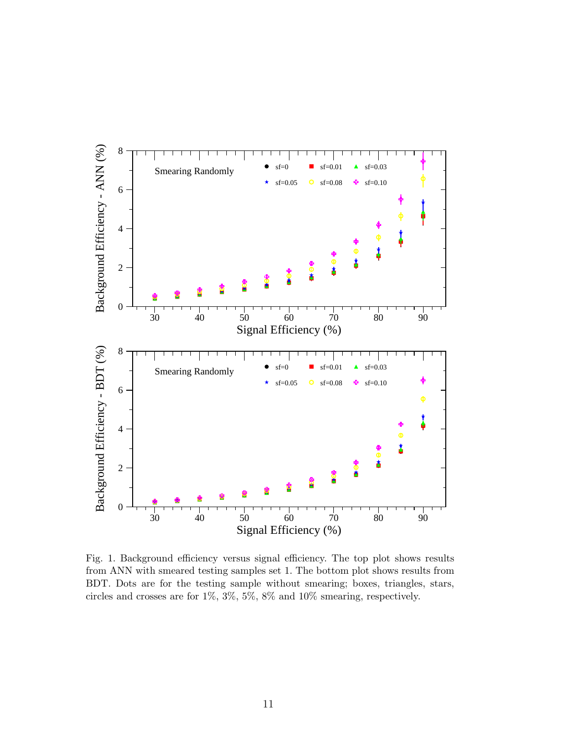Fig. 1. Background efficiency versus signal efficiency. The top plot shows results from ANN with smeared testing samples set 1. The bottom plot shows results from BDT. Dots are for the testing sample without smearing; boxes, triangles, stars, circles and crosses are for 1%, 3%, 5%, 8% and 10% smearing, respectively.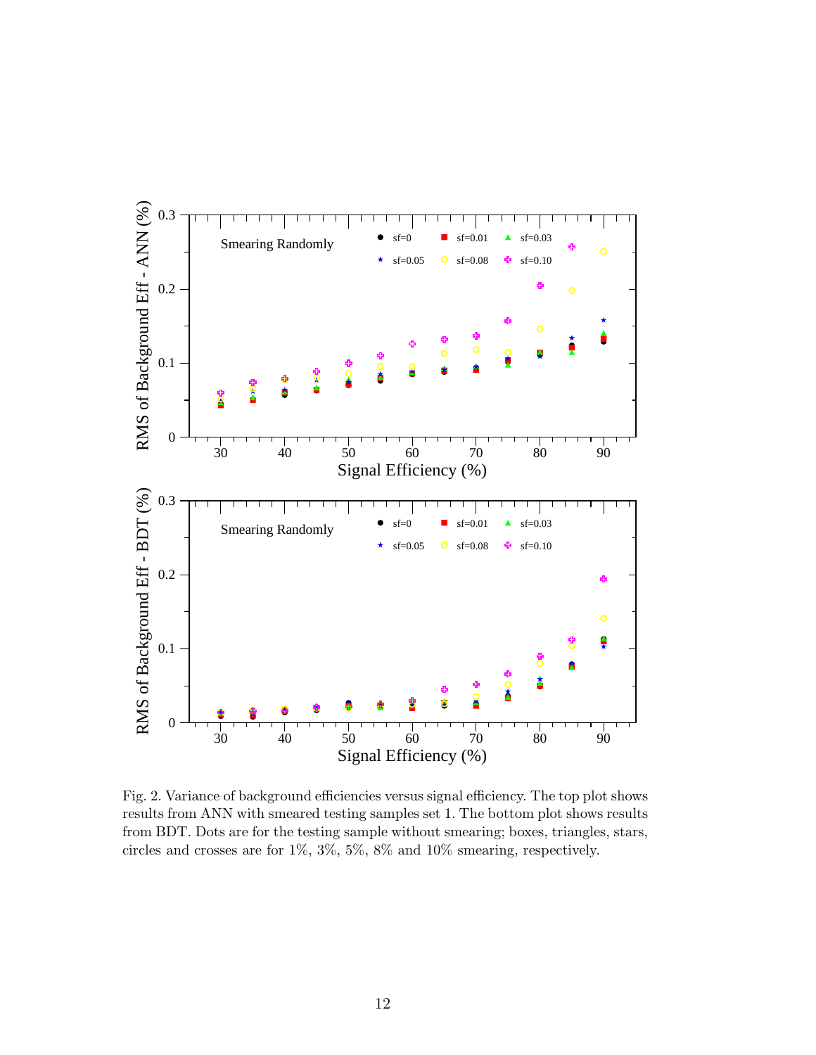Fig. 2. Variance of background efficiencies versus signal efficiency. The top plot shows results from ANN with smeared testing samples set 1. The bottom plot shows results from BDT. Dots are for the testing sample without smearing; boxes, triangles, stars, circles and crosses are for 1%, 3%, 5%, 8% and 10% smearing, respectively.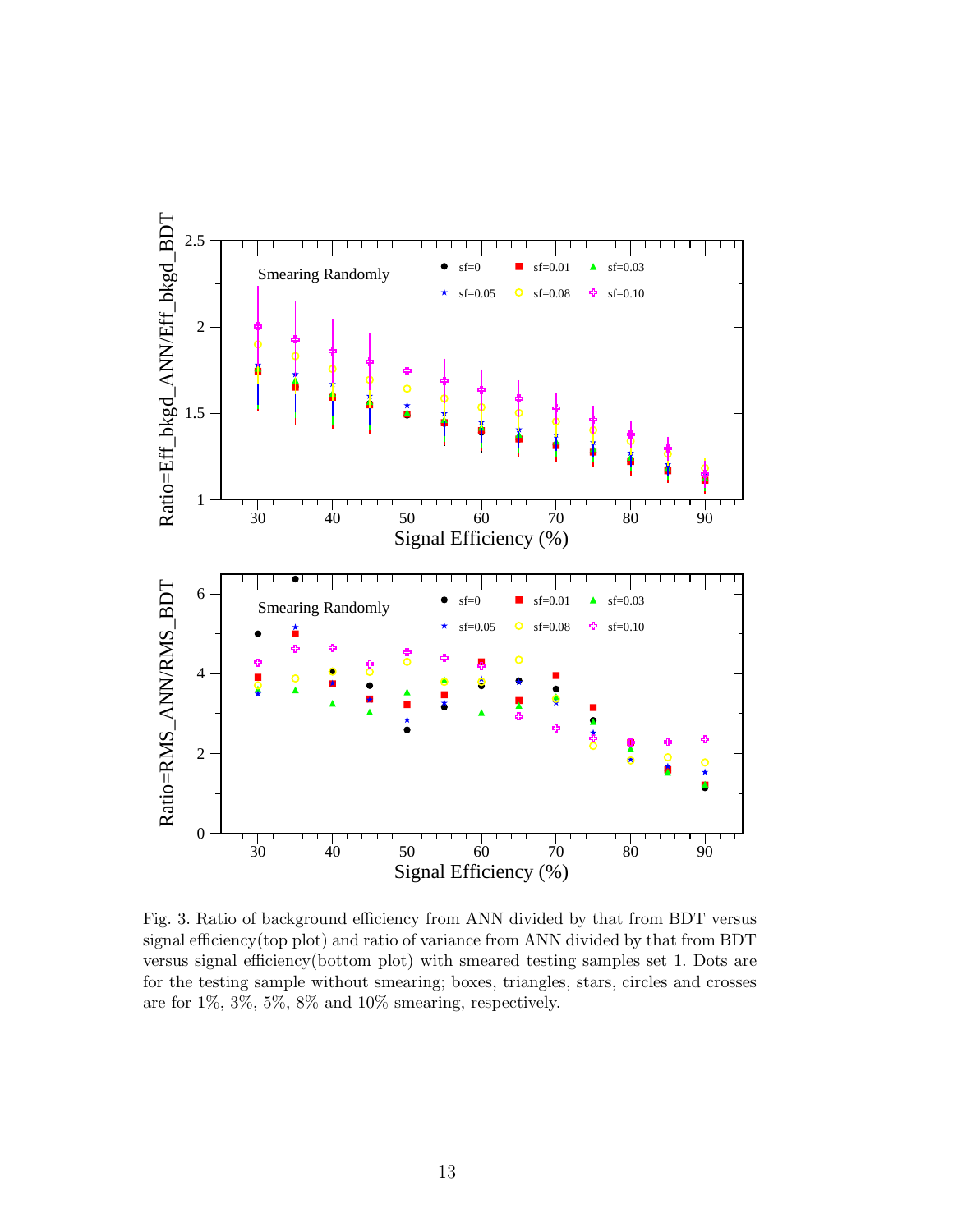Fig. 3. Ratio of background efficiency from ANN divided by that from BDT versus signal efficiency(top plot) and ratio of variance from ANN divided by that from BDT versus signal efficiency(bottom plot) with smeared testing samples set 1. Dots are for the testing sample without smearing; boxes, triangles, stars, circles and crosses are for 1%, 3%, 5%, 8% and 10% smearing, respectively.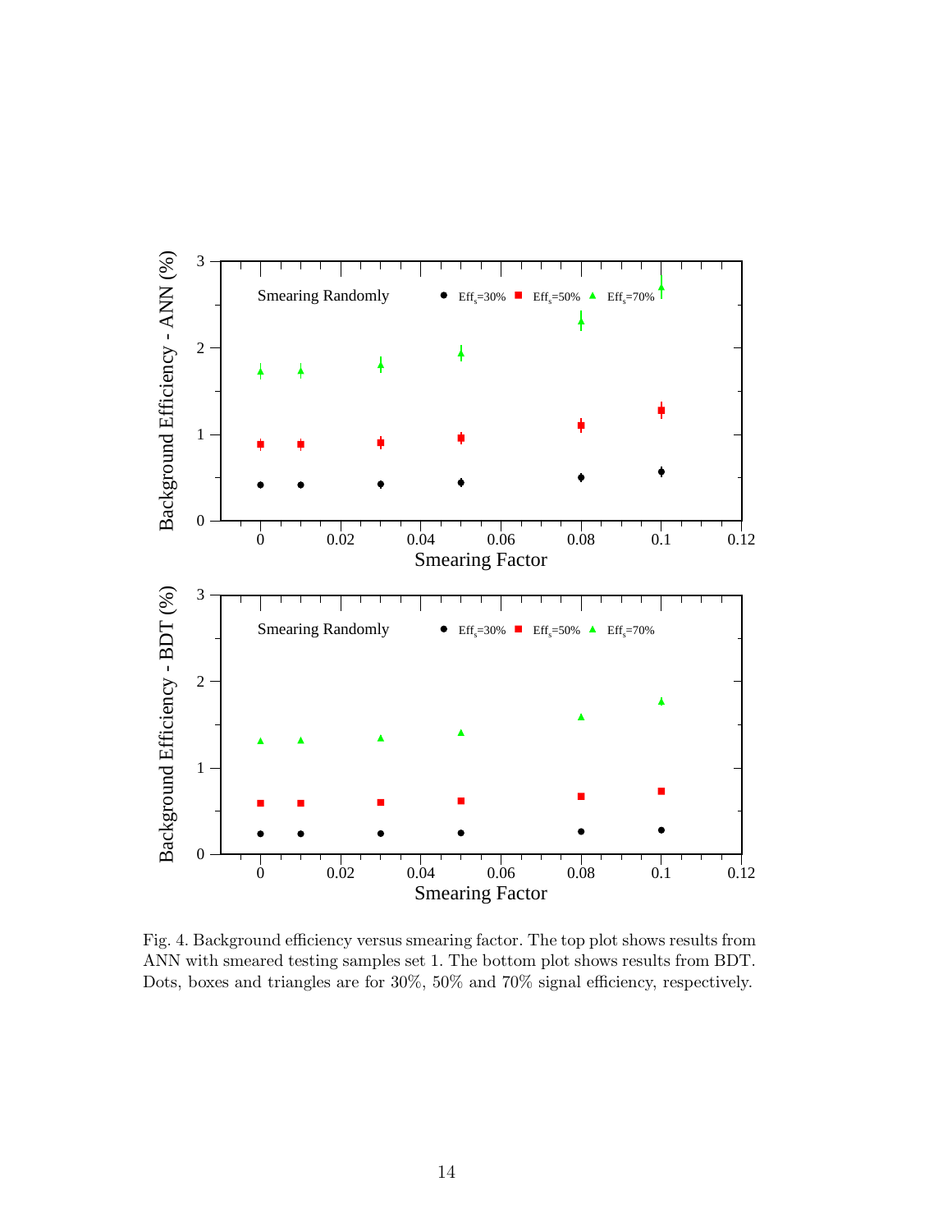Fig. 4. Background efficiency versus smearing factor. The top plot shows results from ANN with smeared testing samples set 1. The bottom plot shows results from BDT. Dots, boxes and triangles are for 30%, 50% and 70% signal efficiency, respectively.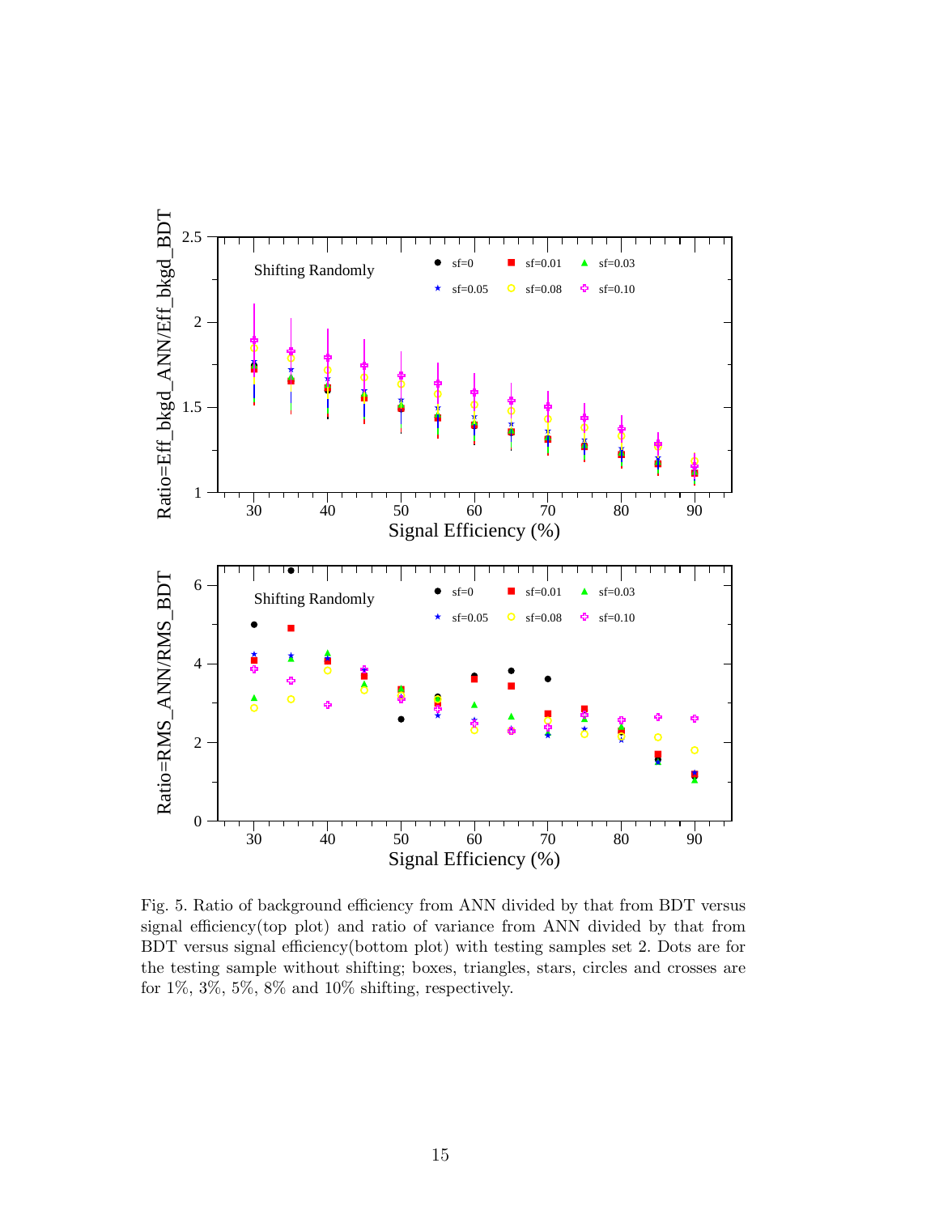Fig. 5. Ratio of background efficiency from ANN divided by that from BDT versus signal efficiency(top plot) and ratio of variance from ANN divided by that from BDT versus signal efficiency(bottom plot) with testing samples set 2. Dots are for the testing sample without shifting; boxes, triangles, stars, circles and crosses are for 1%, 3%, 5%, 8% and 10% shifting, respectively.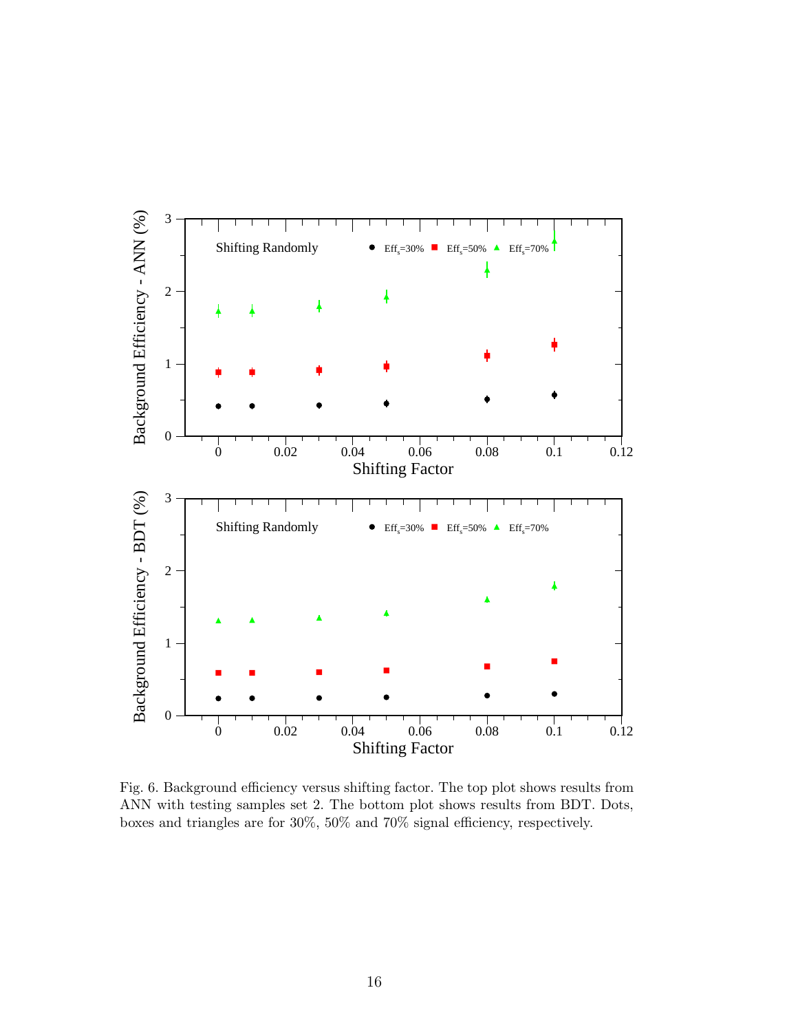Fig. 6. Background efficiency versus shifting factor. The top plot shows results from ANN with testing samples set 2. The bottom plot shows results from BDT. Dots, boxes and triangles are for 30%, 50% and 70% signal efficiency, respectively.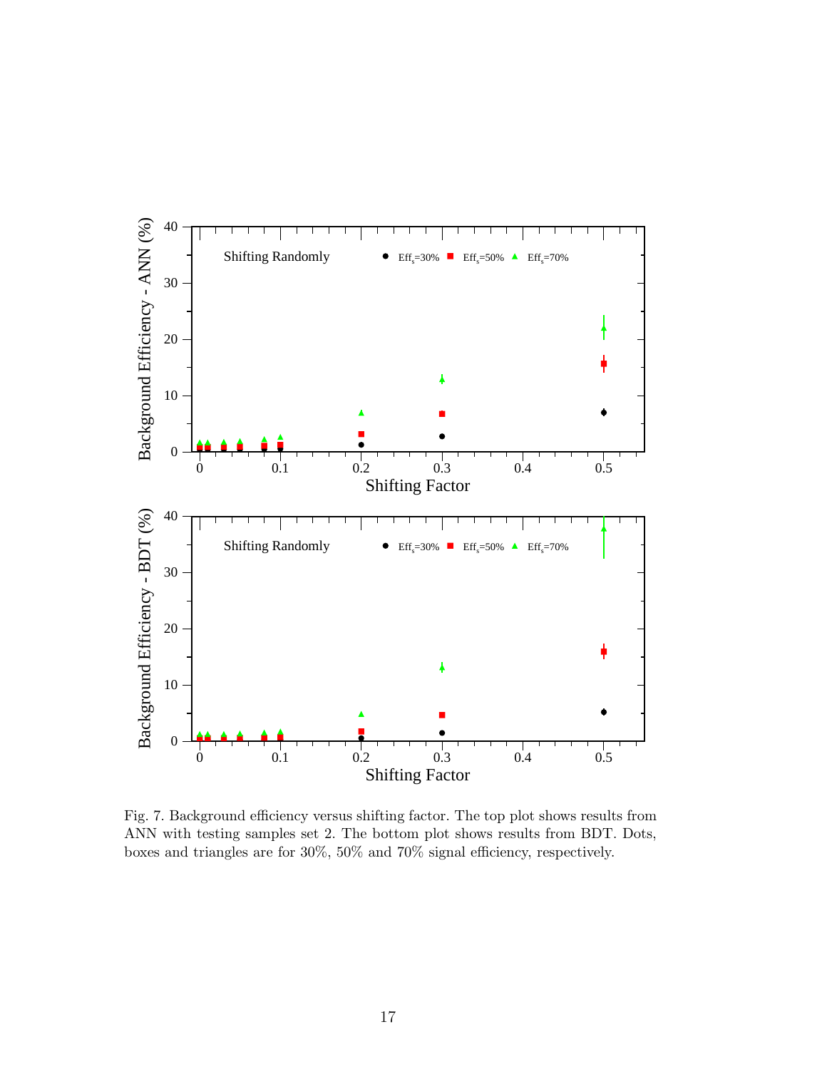Fig. 7. Background efficiency versus shifting factor. The top plot shows results from ANN with testing samples set 2. The bottom plot shows results from BDT. Dots, boxes and triangles are for 30%, 50% and 70% signal efficiency, respectively.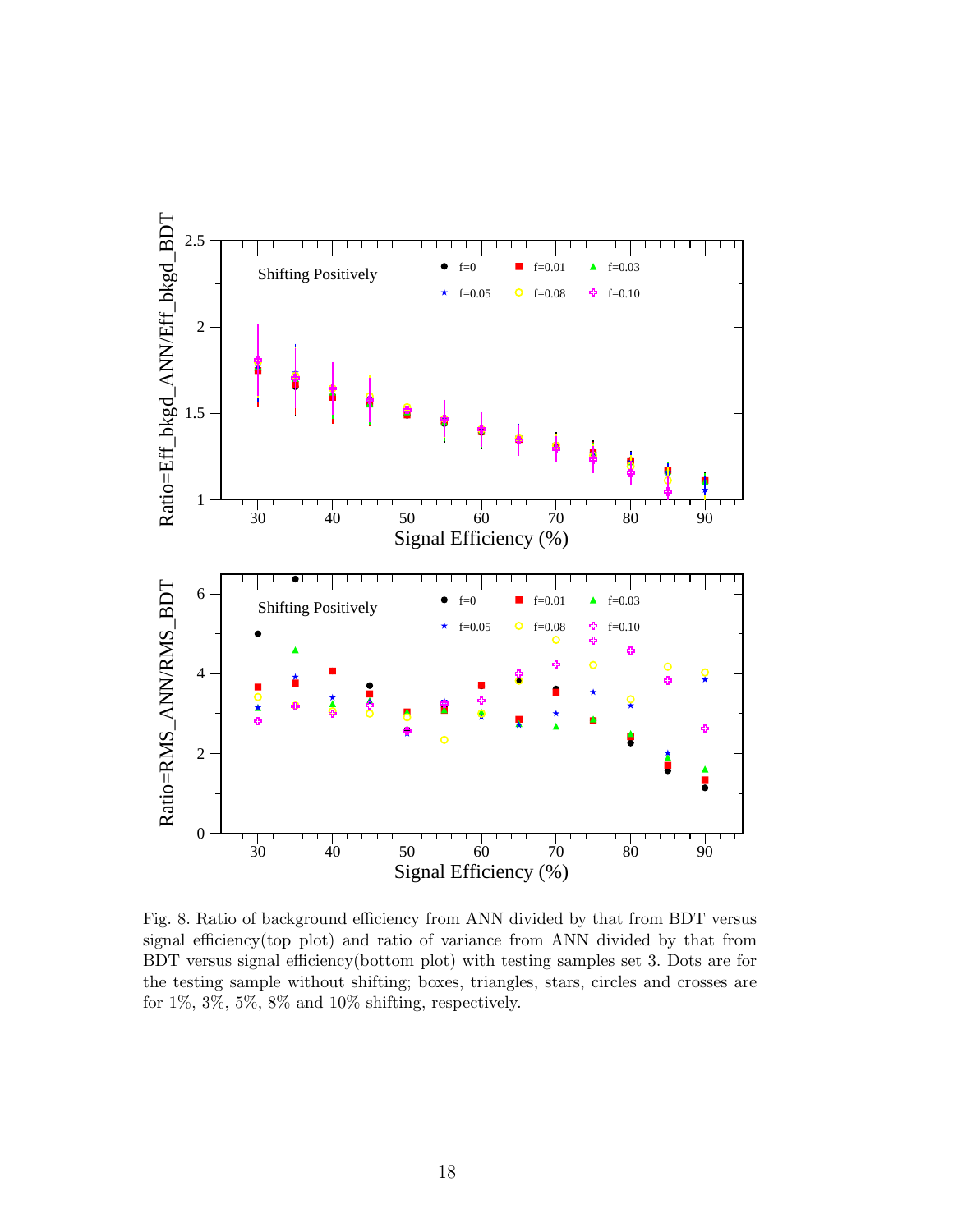Fig. 8. Ratio of background efficiency from ANN divided by that from BDT versus signal efficiency(top plot) and ratio of variance from ANN divided by that from BDT versus signal efficiency(bottom plot) with testing samples set 3. Dots are for the testing sample without shifting; boxes, triangles, stars, circles and crosses are for 1%, 3%, 5%, 8% and 10% shifting, respectively.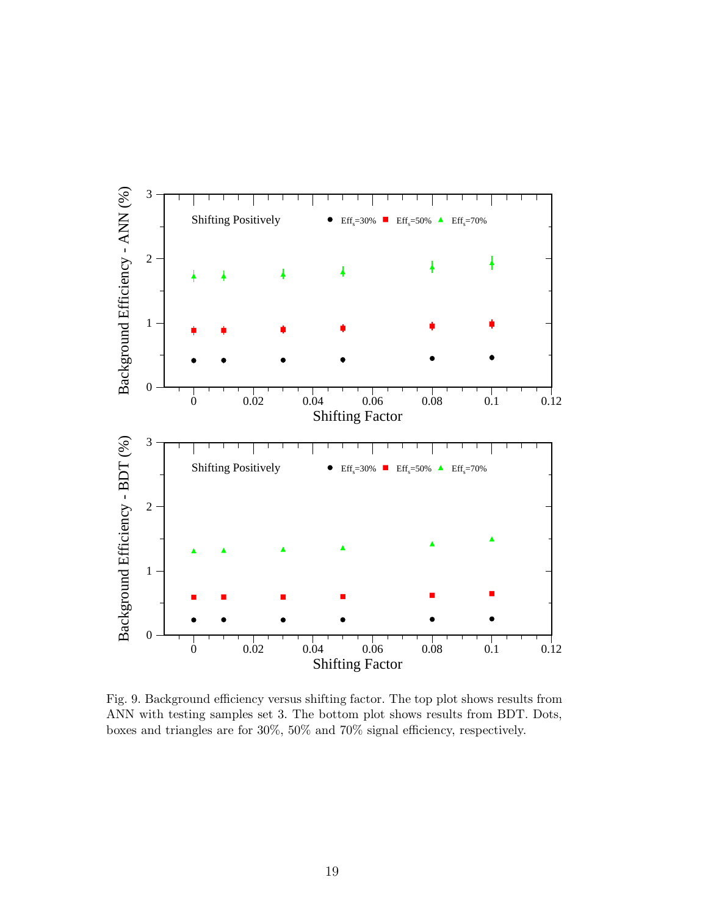Fig. 9. Background efficiency versus shifting factor. The top plot shows results from ANN with testing samples set 3. The bottom plot shows results from BDT. Dots, boxes and triangles are for 30%, 50% and 70% signal efficiency, respectively.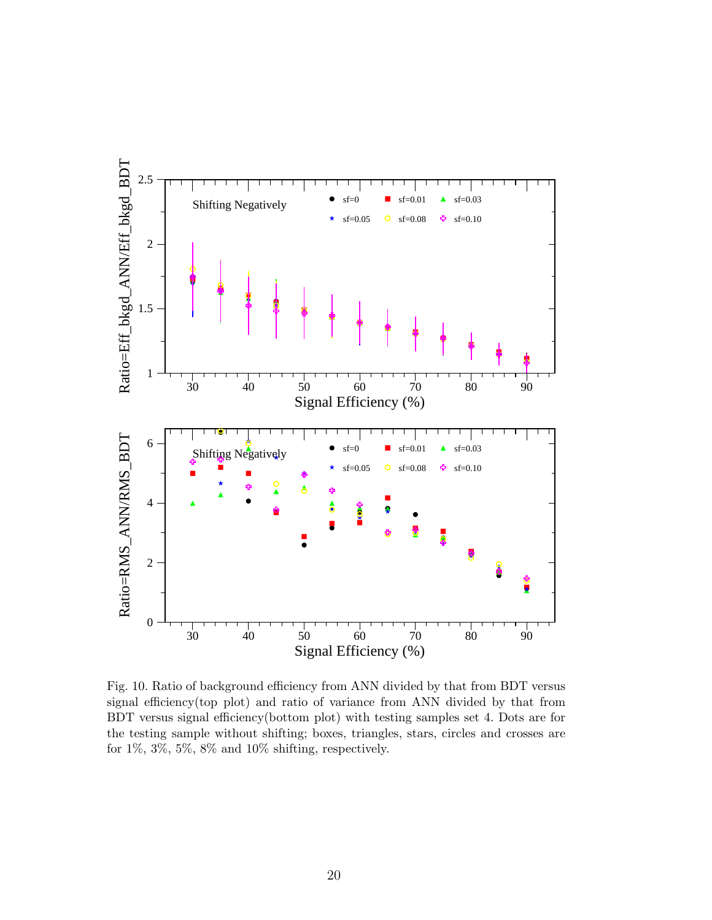Fig. 10. Ratio of background efficiency from ANN divided by that from BDT versus signal efficiency(top plot) and ratio of variance from ANN divided by that from BDT versus signal efficiency(bottom plot) with testing samples set 4. Dots are for the testing sample without shifting; boxes, triangles, stars, circles and crosses are for 1%, 3%, 5%, 8% and 10% shifting, respectively.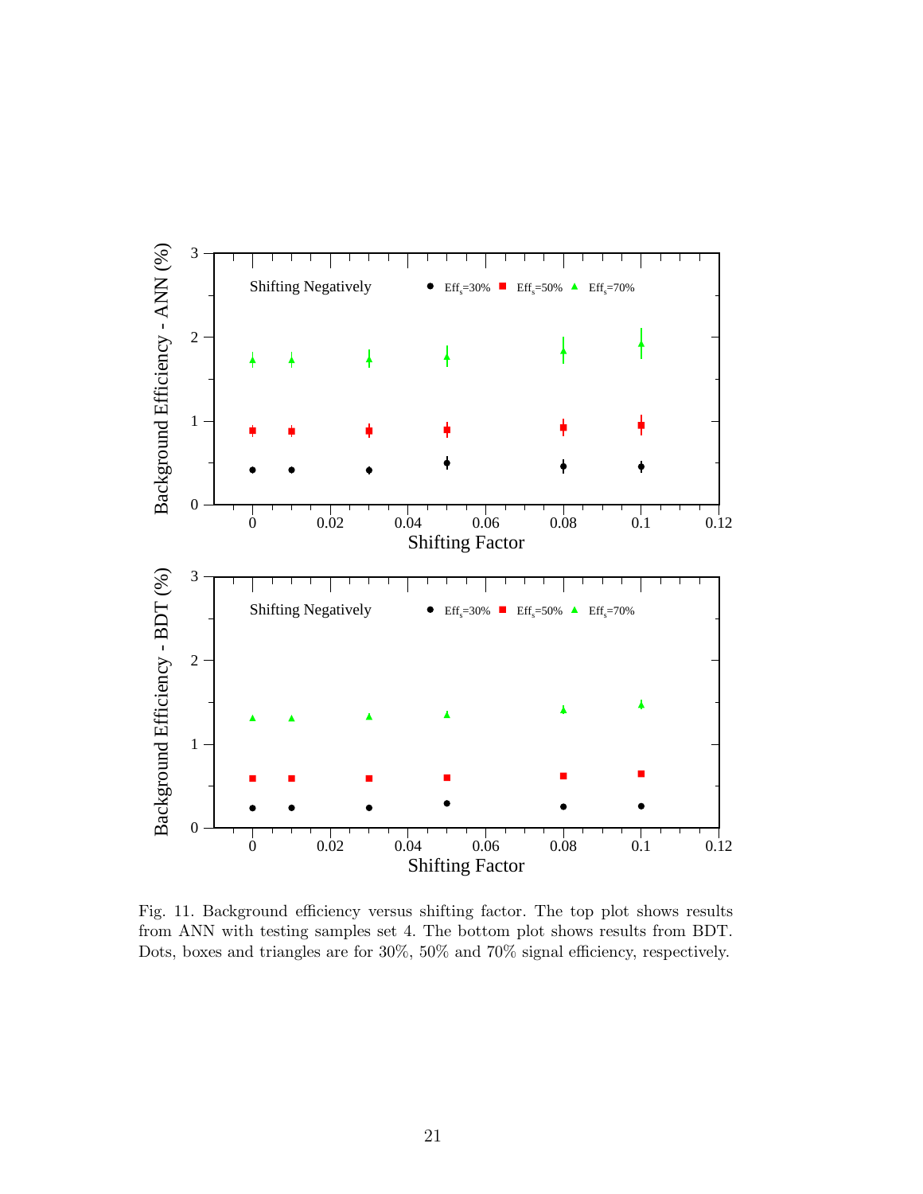Fig. 11. Background efficiency versus shifting factor. The top plot shows results from ANN with testing samples set 4. The bottom plot shows results from BDT. Dots, boxes and triangles are for 30%, 50% and 70% signal efficiency, respectively.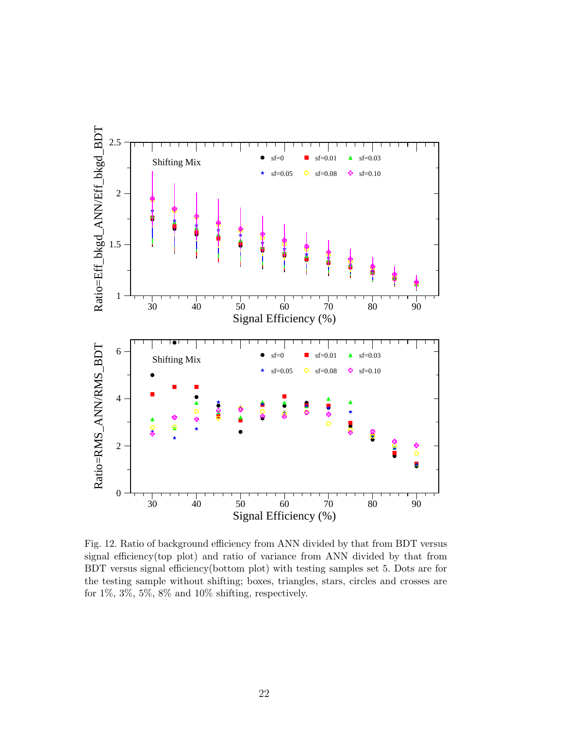Fig. 12. Ratio of background efficiency from ANN divided by that from BDT versus signal efficiency(top plot) and ratio of variance from ANN divided by that from BDT versus signal efficiency(bottom plot) with testing samples set 5. Dots are for the testing sample without shifting; boxes, triangles, stars, circles and crosses are for 1%, 3%, 5%, 8% and 10% shifting, respectively.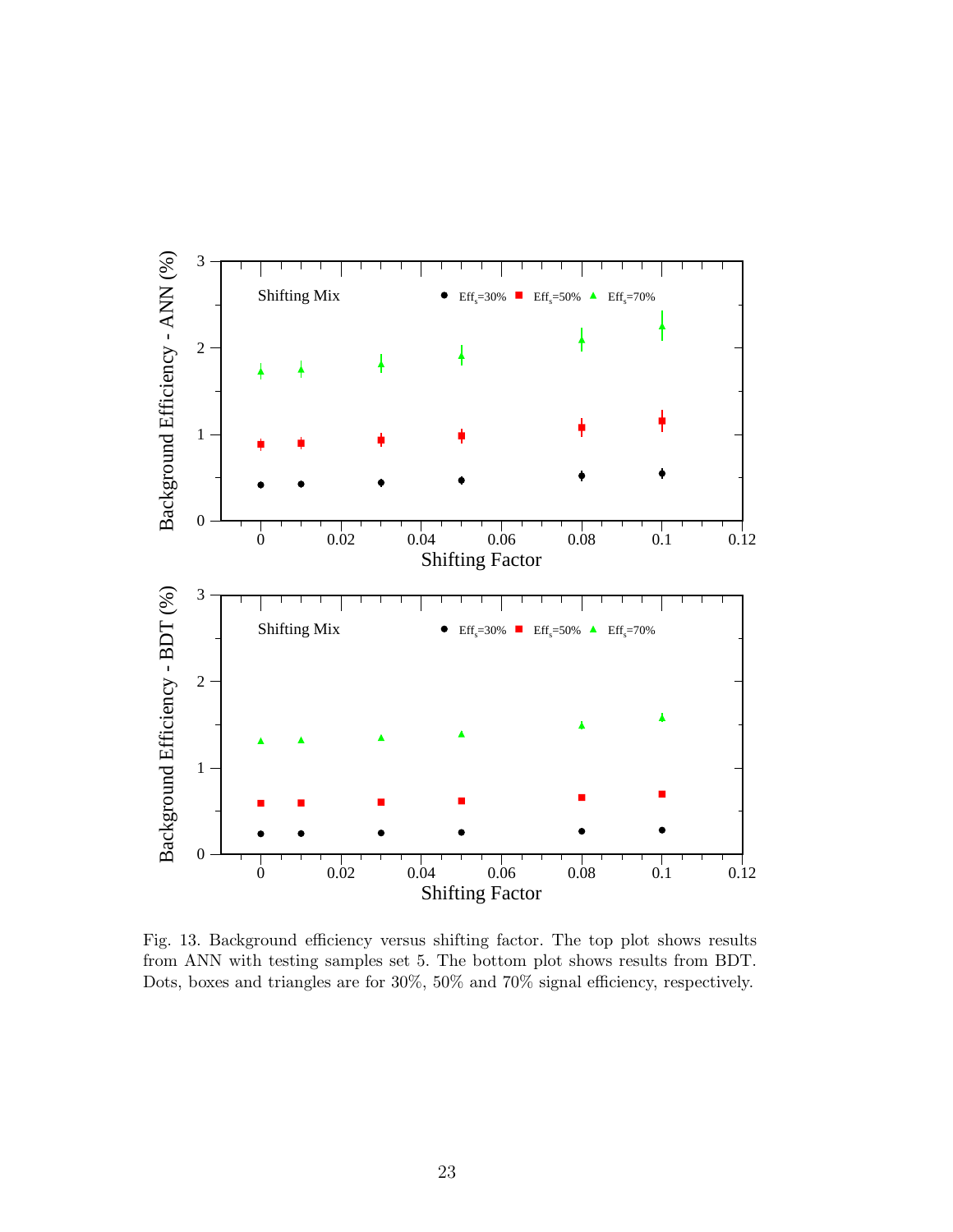Shifting Mix

$Eff_s$=30% $Eff_s$=50% $Eff_s$=70%

Background Efficiency - ANN (%)

0 1 2 3

0 0.02 0.04 0.06 0.08 0.1 0.12

Shifting Factor

Shifting Mix

$Eff_s$=30% $Eff_s$=50% $Eff_s$=70%

Background Efficiency - BDT (%)

0 1 2 3

0 0.02 0.04 0.06 0.08 0.1 0.12

Shifting Factor

Fig. 13. Background efficiency versus shifting factor. The top plot shows results from ANN with testing samples set 5. The bottom plot shows results from BDT. Dots, boxes and triangles are for 30%, 50% and 70% signal efficiency, respectively.